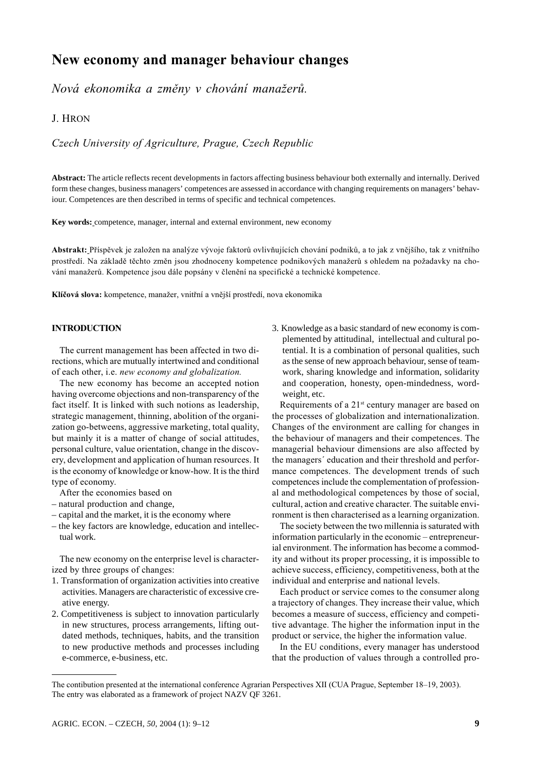# New economy and manager behaviour changes

*Nová ekonomika a změny v chování manažerů.*

J. Hron

*Czech University of Agriculture, Prague, Czech Republic*

**Abstract:** The article reflects recent developments in factors affecting business behaviour both externally and internally. Derived form these changes, business managers' competences are assessed in accordance with changing requirements on managers' behaviour. Competences are then described in terms of specific and technical competences.

**Key words:** competence, manager, internal and external environment, new economy

**Abstrakt:** Příspěvek je založen na analýze vývoje faktorů ovlivňujících chování podniků, a to jak z vnějšího, tak z vnitřního prostředí. Na základě těchto změn jsou zhodnoceny kompetence podnikových manažerů s ohledem na požadavky na chování manažerů. Kompetence jsou dále popsány v členění na specifické a technické kompetence.

**Klíčová slova:** kompetence, manažer, vnitřní a vnější prostředí, nova ekonomika

## INTRODUCTION

The current management has been affected in two directions, which are mutually intertwined and conditional of each other, i.e. *new economy and globalization.*

The new economy has become an accepted notion having overcome objections and non-transparency of the fact itself. It is linked with such notions as leadership, strategic management, thinning, abolition of the organization go-betweens, aggressive marketing, total quality, but mainly it is a matter of change of social attitudes, personal culture, value orientation, change in the discovery, development and application of human resources. It is the economy of knowledge or know-how. It is the third type of economy.

After the economies based on
- natural production and change,
- capital and the market, it is the economy where
- the key factors are knowledge, education and intellectual work.

The new economy on the enterprise level is characterized by three groups of changes:
1. Transformation of organization activities into creative activities. Managers are characteristic of excessive creative energy.
2. Competitiveness is subject to innovation particularly in new structures, process arrangements, lifting outdated methods, techniques, habits, and the transition to new productive methods and processes including e-commerce, e-business, etc.
3. Knowledge as a basic standard of new economy is complemented by attitudinal, intellectual and cultural potential. It is a combination of personal qualities, such as the sense of new approach behaviour, sense of teamwork, sharing knowledge and information, solidarity and cooperation, honesty, open-mindedness, wordweight, etc.

Requirements of a 21st century manager are based on the processes of globalization and internationalization. Changes of the environment are calling for changes in the behaviour of managers and their competences. The managerial behaviour dimensions are also affected by the managers´ education and their threshold and performance competences. The development trends of such competences include the complementation of professional and methodological competences by those of social, cultural, action and creative character. The suitable environment is then characterised as a learning organization.

The society between the two millennia is saturated with information particularly in the economic – entrepreneurial environment. The information has become a commodity and without its proper processing, it is impossible to achieve success, efficiency, competitiveness, both at the individual and enterprise and national levels.

Each product or service comes to the consumer along a trajectory of changes. They increase their value, which becomes a measure of success, efficiency and competitive advantage. The higher the information input in the product or service, the higher the information value.

In the EU conditions, every manager has understood that the production of values through a controlled pro-

---

The contibution presented at the international conference Agrarian Perspectives XII (CUA Prague, September 18–19, 2003).
The entry was elaborated as a framework of project NAZV QF 3261.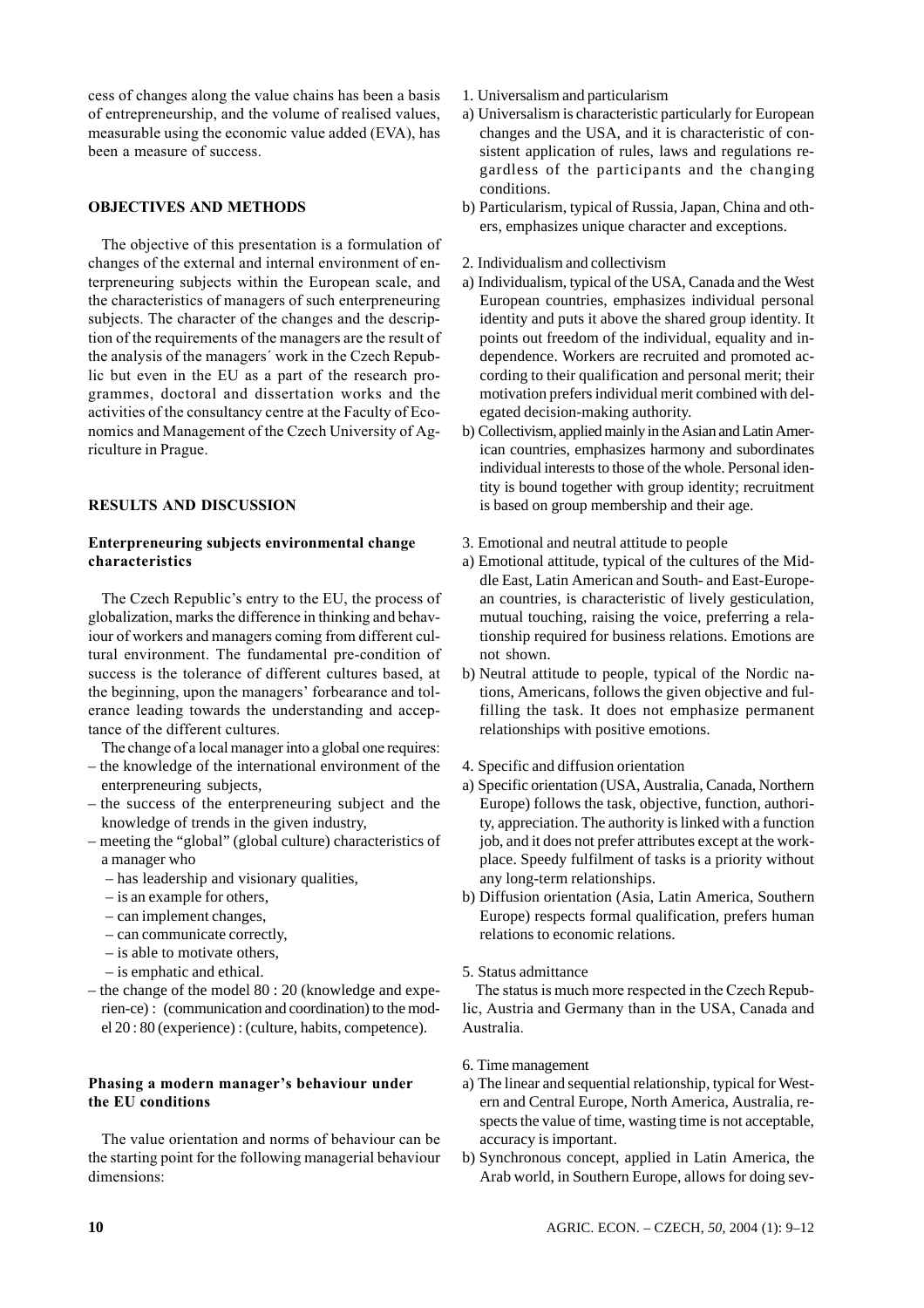cess of changes along the value chains has been a basis of entrepreneurship, and the volume of realised values, measurable using the economic value added (EVA), has been a measure of success.

## OBJECTIVES AND METHODS

The objective of this presentation is a formulation of changes of the external and internal environment of enterpreneuring subjects within the European scale, and the characteristics of managers of such enterpreneuring subjects. The character of the changes and the description of the requirements of the managers are the result of the analysis of the managers´ work in the Czech Republic but even in the EU as a part of the research programmes, doctoral and dissertation works and the activities of the consultancy centre at the Faculty of Economics and Management of the Czech University of Agriculture in Prague.

## RESULTS AND DISCUSSION

### Enterpreneuring subjects environmental change characteristics

The Czech Republic's entry to the EU, the process of globalization, marks the difference in thinking and behaviour of workers and managers coming from different cultural environment. The fundamental pre-condition of success is the tolerance of different cultures based, at the beginning, upon the managers' forbearance and tolerance leading towards the understanding and acceptance of the different cultures.

The change of a local manager into a global one requires:

- the knowledge of the international environment of the enterpreneuring subjects,
- the success of the enterpreneuring subject and the knowledge of trends in the given industry,
- meeting the "global" (global culture) characteristics of a manager who
  - has leadership and visionary qualities,
  - is an example for others,
  - can implement changes,
  - can communicate correctly,
  - is able to motivate others,
  - is emphatic and ethical.
- the change of the model 80 : 20 (knowledge and experien-ce) : (communication and coordination) to the model 20 : 80 (experience) : (culture, habits, competence).

### Phasing a modern manager's behaviour under the EU conditions

The value orientation and norms of behaviour can be the starting point for the following managerial behaviour dimensions:

1. Universalism and particularism

a) Universalism is characteristic particularly for European changes and the USA, and it is characteristic of consistent application of rules, laws and regulations regardless of the participants and the changing conditions.

b) Particularism, typical of Russia, Japan, China and others, emphasizes unique character and exceptions.

2. Individualism and collectivism

a) Individualism, typical of the USA, Canada and the West European countries, emphasizes individual personal identity and puts it above the shared group identity. It points out freedom of the individual, equality and independence. Workers are recruited and promoted according to their qualification and personal merit; their motivation prefers individual merit combined with delegated decision-making authority.

b) Collectivism, applied mainly in the Asian and Latin American countries, emphasizes harmony and subordinates individual interests to those of the whole. Personal identity is bound together with group identity; recruitment is based on group membership and their age.

3. Emotional and neutral attitude to people

a) Emotional attitude, typical of the cultures of the Middle East, Latin American and South- and East-European countries, is characteristic of lively gesticulation, mutual touching, raising the voice, preferring a relationship required for business relations. Emotions are not shown.

b) Neutral attitude to people, typical of the Nordic nations, Americans, follows the given objective and fulfilling the task. It does not emphasize permanent relationships with positive emotions.

4. Specific and diffusion orientation

a) Specific orientation (USA, Australia, Canada, Northern Europe) follows the task, objective, function, authority, appreciation. The authority is linked with a function job, and it does not prefer attributes except at the workplace. Speedy fulfilment of tasks is a priority without any long-term relationships.

b) Diffusion orientation (Asia, Latin America, Southern Europe) respects formal qualification, prefers human relations to economic relations.

5. Status admittance

The status is much more respected in the Czech Republic, Austria and Germany than in the USA, Canada and Australia.

6. Time management

a) The linear and sequential relationship, typical for Western and Central Europe, North America, Australia, respects the value of time, wasting time is not acceptable, accuracy is important.

b) Synchronous concept, applied in Latin America, the Arab world, in Southern Europe, allows for doing sev-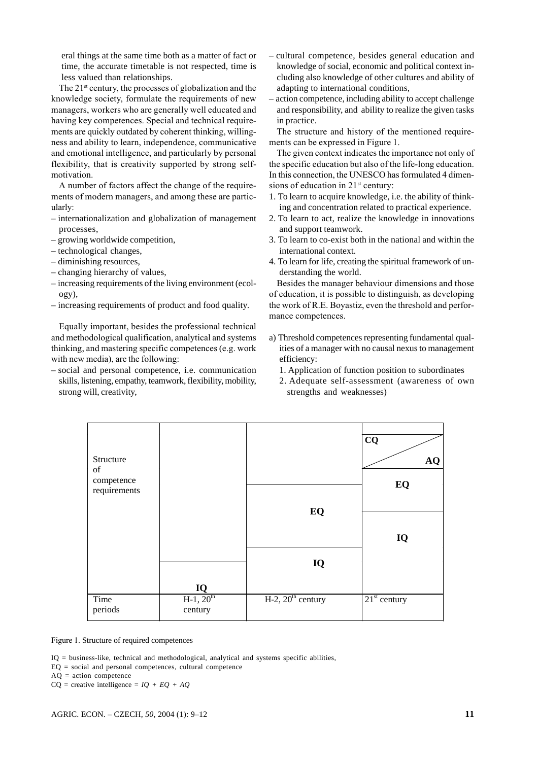eral things at the same time both as a matter of fact or time, the accurate timetable is not respected, time is less valued than relationships.

The 21st century, the processes of globalization and the knowledge society, formulate the requirements of new managers, workers who are generally well educated and having key competences. Special and technical requirements are quickly outdated by coherent thinking, willingness and ability to learn, independence, communicative and emotional intelligence, and particularly by personal flexibility, that is creativity supported by strong self-motivation.

A number of factors affect the change of the requirements of modern managers, and among these are particularly:

– internationalization and globalization of management processes,
– growing worldwide competition,
– technological changes,
– diminishing resources,
– changing hierarchy of values,
– increasing requirements of the living environment (ecology),
– increasing requirements of product and food quality.

Equally important, besides the professional technical and methodological qualification, analytical and systems thinking, and mastering specific competences (e.g. work with new media), are the following:

– social and personal competence, i.e. communication skills, listening, empathy, teamwork, flexibility, mobility, strong will, creativity,
– cultural competence, besides general education and knowledge of social, economic and political context including also knowledge of other cultures and ability of adapting to international conditions,
– action competence, including ability to accept challenge and responsibility, and ability to realize the given tasks in practice.

The structure and history of the mentioned requirements can be expressed in Figure 1.

The given context indicates the importance not only of the specific education but also of the life-long education. In this connection, the UNESCO has formulated 4 dimensions of education in 21st century:

1. To learn to acquire knowledge, i.e. the ability of thinking and concentration related to practical experience.
2. To learn to act, realize the knowledge in innovations and support teamwork.
3. To learn to co-exist both in the national and within the international context.
4. To learn for life, creating the spiritual framework of understanding the world.

Besides the manager behaviour dimensions and those of education, it is possible to distinguish, as developing the work of R.E. Boyastiz, even the threshold and performance competences.

a) Threshold competences representing fundamental qualities of a manager with no causal nexus to management efficiency:
   1. Application of function position to subordinates
   2. Adequate self-assessment (awareness of own strengths and weaknesses)

| Structure of competence requirements | | | CQ / AQ |
|---|---|---|---|
| | | | EQ |
| | | EQ | IQ |
| | | IQ | |
| | IQ | | |
| Time periods | H-1, 20th century | H-2, 20th century | 21st century |

Figure 1. Structure of required competences

IQ = business-like, technical and methodological, analytical and systems specific abilities,
EQ = social and personal competences, cultural competence
AQ = action competence
CQ = creative intelligence = $IQ + EQ + AQ$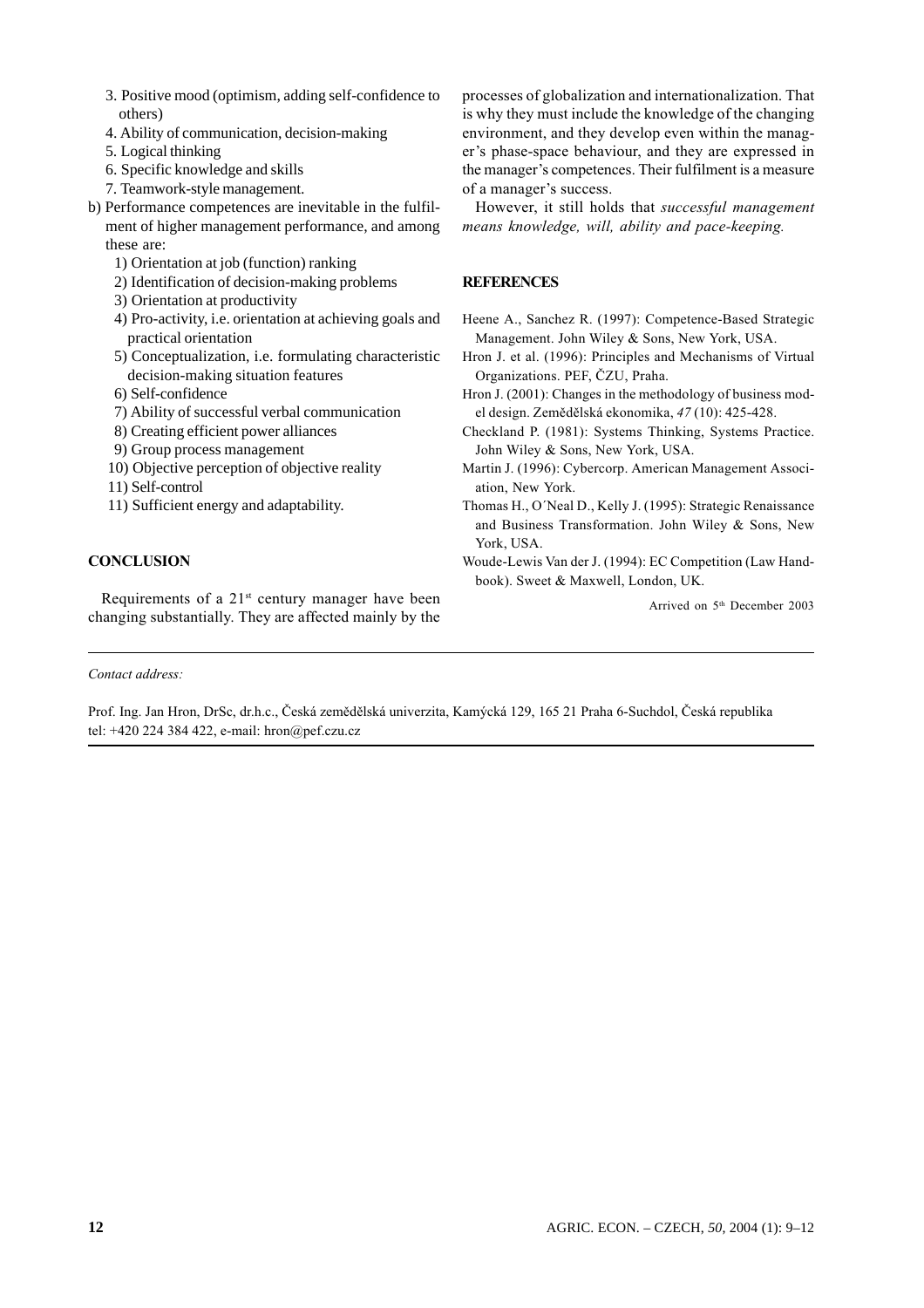3. Positive mood (optimism, adding self-confidence to others)
4. Ability of communication, decision-making
5. Logical thinking
6. Specific knowledge and skills
7. Teamwork-style management.

b) Performance competences are inevitable in the fulfilment of higher management performance, and among these are:

1) Orientation at job (function) ranking
2) Identification of decision-making problems
3) Orientation at productivity
4) Pro-activity, i.e. orientation at achieving goals and practical orientation
5) Conceptualization, i.e. formulating characteristic decision-making situation features
6) Self-confidence
7) Ability of successful verbal communication
8) Creating efficient power alliances
9) Group process management
10) Objective perception of objective reality
11) Self-control
11) Sufficient energy and adaptability.

## CONCLUSION

Requirements of a 21st century manager have been changing substantially. They are affected mainly by the processes of globalization and internationalization. That is why they must include the knowledge of the changing environment, and they develop even within the manager's phase-space behaviour, and they are expressed in the manager's competences. Their fulfilment is a measure of a manager's success.

However, it still holds that *successful management means knowledge, will, ability and pace-keeping.*

## REFERENCES

Heene A., Sanchez R. (1997): Competence-Based Strategic Management. John Wiley & Sons, New York, USA.

Hron J. et al. (1996): Principles and Mechanisms of Virtual Organizations. PEF, ČZU, Praha.

Hron J. (2001): Changes in the methodology of business model design. Zemědělská ekonomika, *47* (10): 425-428.

Checkland P. (1981): Systems Thinking, Systems Practice. John Wiley & Sons, New York, USA.

Martin J. (1996): Cybercorp. American Management Association, New York.

Thomas H., O´Neal D., Kelly J. (1995): Strategic Renaissance and Business Transformation. John Wiley & Sons, New York, USA.

Woude-Lewis Van der J. (1994): EC Competition (Law Handbook). Sweet & Maxwell, London, UK.

Arrived on 5th December 2003

---

*Contact address:*

Prof. Ing. Jan Hron, DrSc, dr.h.c., Česká zemědělská univerzita, Kamýcká 129, 165 21 Praha 6-Suchdol, Česká republika
tel: +420 224 384 422, e-mail: hron@pef.czu.cz